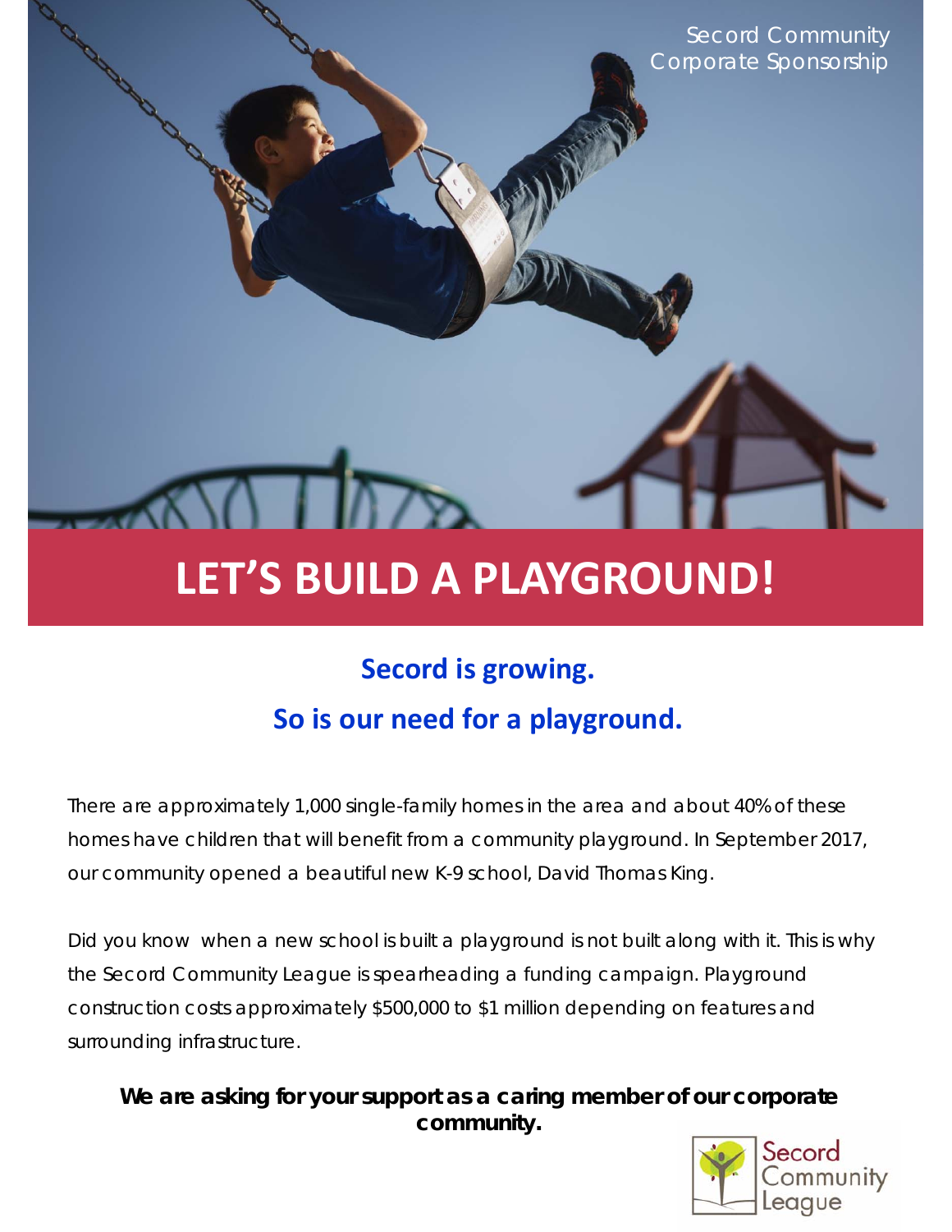Secord Community
Corporate Sponsorship

# LET'S BUILD A PLAYGROUND!

## Secord is growing.

## So is our need for a playground.

There are approximately 1,000 single-family homes in the area and about 40% of these homes have children that will benefit from a community playground. In September 2017, our community opened a beautiful new K-9 school, David Thomas King.

Did you know when a new school is built a playground is not built along with it. This is why the Secord Community League is spearheading a funding campaign. Playground construction costs approximately $500,000 to $1 million depending on features and surrounding infrastructure.

**We are asking for your support as a caring member of our corporate community.**

Secord Community League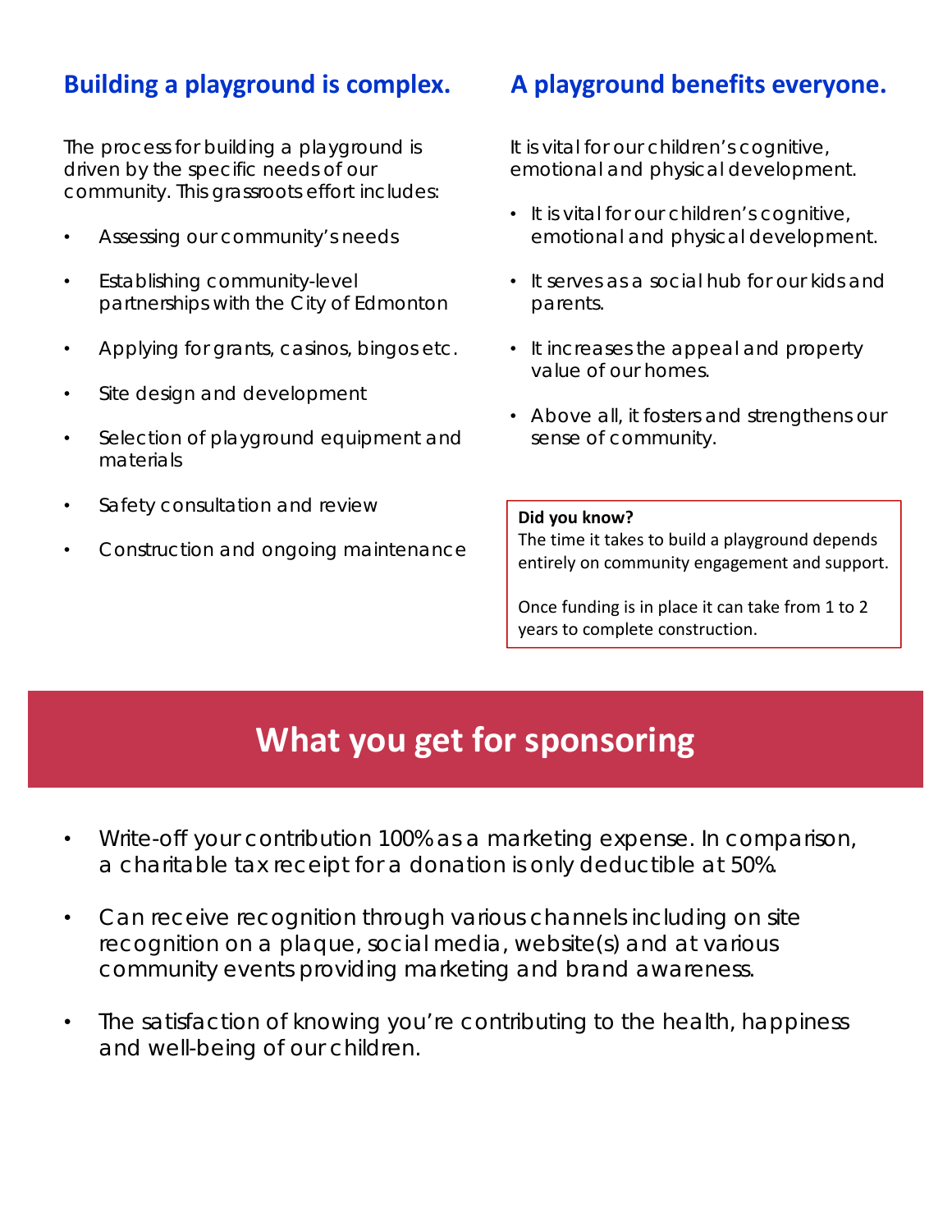## Building a playground is complex.

The process for building a playground is driven by the specific needs of our community. This grassroots effort includes:

- Assessing our community's needs
- Establishing community-level partnerships with the City of Edmonton
- Applying for grants, casinos, bingos etc.
- Site design and development
- Selection of playground equipment and materials
- Safety consultation and review
- Construction and ongoing maintenance

## A playground benefits everyone.

It is vital for our children's cognitive, emotional and physical development.

- It is vital for our children's cognitive, emotional and physical development.
- It serves as a social hub for our kids and parents.
- It increases the appeal and property value of our homes.
- Above all, it fosters and strengthens our sense of community.

**Did you know?**
The time it takes to build a playground depends entirely on community engagement and support.

Once funding is in place it can take from 1 to 2 years to complete construction.

# What you get for sponsoring

- Write-off your contribution 100% as a marketing expense. In comparison, a charitable tax receipt for a donation is only deductible at 50%.
- Can receive recognition through various channels including on site recognition on a plaque, social media, website(s) and at various community events providing marketing and brand awareness.
- The satisfaction of knowing you're contributing to the health, happiness and well-being of our children.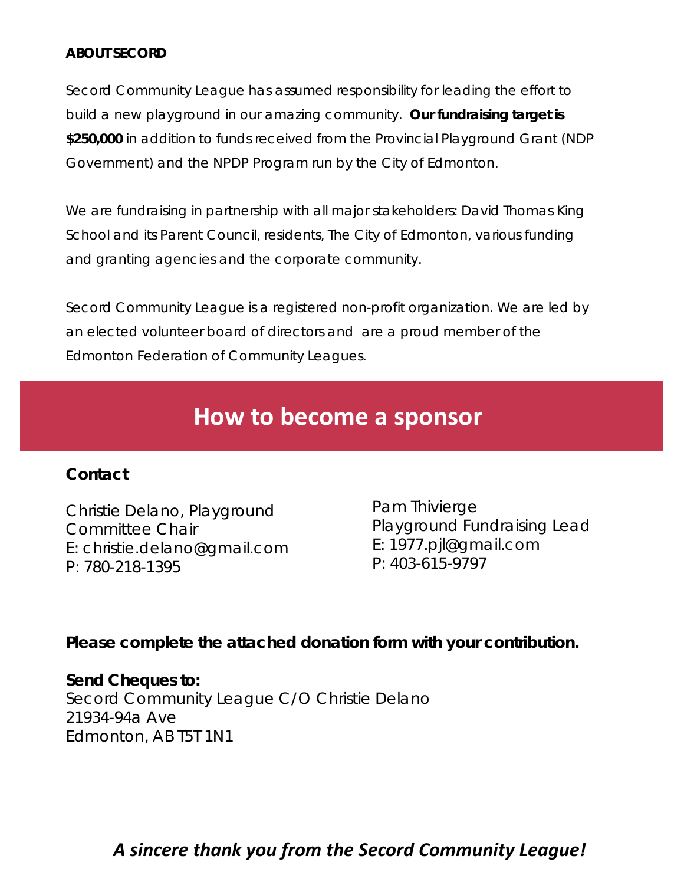**ABOUT SECORD**

Secord Community League has assumed responsibility for leading the effort to build a new playground in our amazing community. **Our fundraising target is $250,000** in addition to funds received from the Provincial Playground Grant (NDP Government) and the NPDP Program run by the City of Edmonton.

We are fundraising in partnership with all major stakeholders: David Thomas King School and its Parent Council, residents, The City of Edmonton, various funding and granting agencies and the corporate community.

Secord Community League is a registered non-profit organization. We are led by an elected volunteer board of directors and are a proud member of the Edmonton Federation of Community Leagues.

## How to become a sponsor

**Contact**

Christie Delano, Playground Committee Chair
E: christie.delano@gmail.com
P: 780-218-1395

Pam Thivierge
Playground Fundraising Lead
E: 1977.pjl@gmail.com
P: 403-615-9797

**Please complete the attached donation form with your contribution.**

**Send Cheques to:**
Secord Community League C/O Christie Delano
21934-94a Ave
Edmonton, AB T5T 1N1

***A sincere thank you from the Secord Community League!***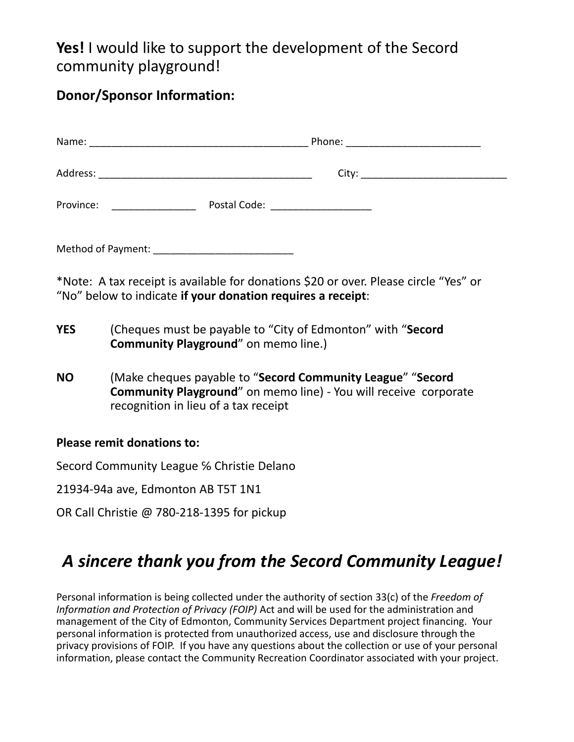## **Yes!** I would like to support the development of the Secord community playground!

### Donor/Sponsor Information:

Name: ______________________________________ Phone: _______________________

Address: _____________________________________ City: _________________________

Province: ______________ Postal Code: _________________

Method of Payment: ________________________

*Note: A tax receipt is available for donations $20 or over. Please circle "Yes" or "No" below to indicate **if your donation requires a receipt**:

**YES** (Cheques must be payable to "City of Edmonton" with "**Secord Community Playground**" on memo line.)

**NO** (Make cheques payable to "**Secord Community League**" "**Secord Community Playground**" on memo line) - You will receive corporate recognition in lieu of a tax receipt

**Please remit donations to:**

Secord Community League ℅ Christie Delano

21934-94a ave, Edmonton AB T5T 1N1

OR Call Christie @ 780-218-1395 for pickup

## *A sincere thank you from the Secord Community League!*

Personal information is being collected under the authority of section 33(c) of the *Freedom of Information and Protection of Privacy (FOIP)* Act and will be used for the administration and management of the City of Edmonton, Community Services Department project financing. Your personal information is protected from unauthorized access, use and disclosure through the privacy provisions of FOIP. If you have any questions about the collection or use of your personal information, please contact the Community Recreation Coordinator associated with your project.